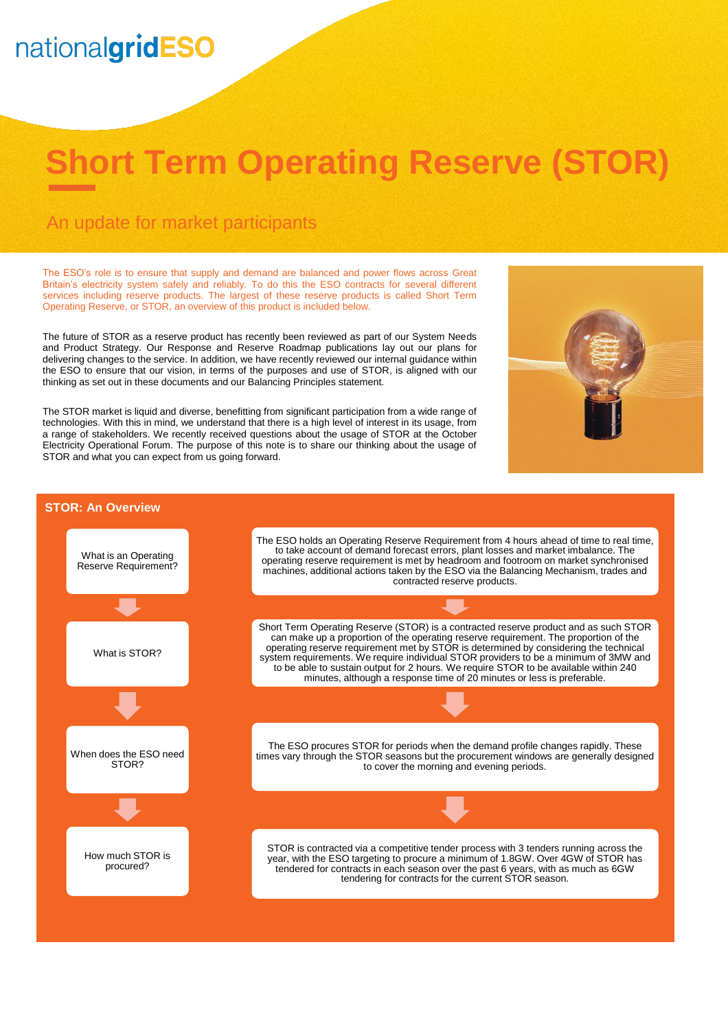nationalgridESO

# Short Term Operating Reserve (STOR)

## An update for market participants

The ESO's role is to ensure that supply and demand are balanced and power flows across Great Britain's electricity system safely and reliably. To do this the ESO contracts for several different services including reserve products. The largest of these reserve products is called Short Term Operating Reserve, or STOR, an overview of this product is included below.

The future of STOR as a reserve product has recently been reviewed as part of our System Needs and Product Strategy. Our Response and Reserve Roadmap publications lay out our plans for delivering changes to the service. In addition, we have recently reviewed our internal guidance within the ESO to ensure that our vision, in terms of the purposes and use of STOR, is aligned with our thinking as set out in these documents and our Balancing Principles statement.

The STOR market is liquid and diverse, benefitting from significant participation from a wide range of technologies. With this in mind, we understand that there is a high level of interest in its usage, from a range of stakeholders. We recently received questions about the usage of STOR at the October Electricity Operational Forum. The purpose of this note is to share our thinking about the usage of STOR and what you can expect from us going forward.

### STOR: An Overview

**What is an Operating Reserve Requirement?**

The ESO holds an Operating Reserve Requirement from 4 hours ahead of time to real time, to take account of demand forecast errors, plant losses and market imbalance. The operating reserve requirement is met by headroom and footroom on market synchronised machines, additional actions taken by the ESO via the Balancing Mechanism, trades and contracted reserve products.

**What is STOR?**

Short Term Operating Reserve (STOR) is a contracted reserve product and as such STOR can make up a proportion of the operating reserve requirement. The proportion of the operating reserve requirement met by STOR is determined by considering the technical system requirements. We require individual STOR providers to be a minimum of 3MW and to be able to sustain output for 2 hours. We require STOR to be available within 240 minutes, although a response time of 20 minutes or less is preferable.

**When does the ESO need STOR?**

The ESO procures STOR for periods when the demand profile changes rapidly. These times vary through the STOR seasons but the procurement windows are generally designed to cover the morning and evening periods.

**How much STOR is procured?**

STOR is contracted via a competitive tender process with 3 tenders running across the year, with the ESO targeting to procure a minimum of 1.8GW. Over 4GW of STOR has tendered for contracts in each season over the past 6 years, with as much as 6GW tendering for contracts for the current STOR season.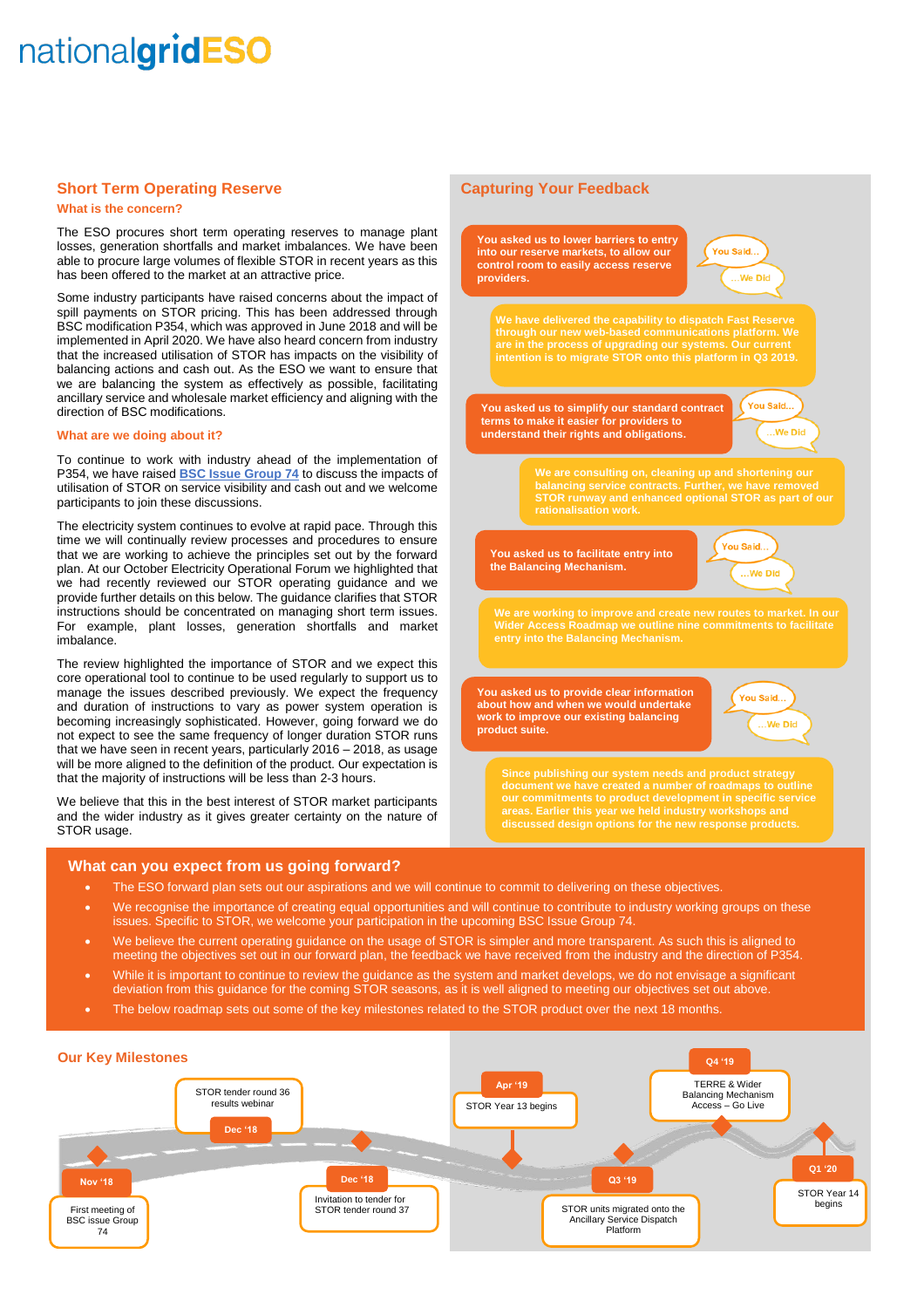# nationalgridESO

## Short Term Operating Reserve

### What is the concern?

The ESO procures short term operating reserves to manage plant losses, generation shortfalls and market imbalances. We have been able to procure large volumes of flexible STOR in recent years as this has been offered to the market at an attractive price.

Some industry participants have raised concerns about the impact of spill payments on STOR pricing. This has been addressed through BSC modification P354, which was approved in June 2018 and will be implemented in April 2020. We have also heard concern from industry that the increased utilisation of STOR has impacts on the visibility of balancing actions and cash out. As the ESO we want to ensure that we are balancing the system as effectively as possible, facilitating ancillary service and wholesale market efficiency and aligning with the direction of BSC modifications.

### What are we doing about it?

To continue to work with industry ahead of the implementation of P354, we have raised **BSC Issue Group 74** to discuss the impacts of utilisation of STOR on service visibility and cash out and we welcome participants to join these discussions.

The electricity system continues to evolve at rapid pace. Through this time we will continually review processes and procedures to ensure that we are working to achieve the principles set out by the forward plan. At our October Electricity Operational Forum we highlighted that we had recently reviewed our STOR operating guidance and we provide further details on this below. The guidance clarifies that STOR instructions should be concentrated on managing short term issues. For example, plant losses, generation shortfalls and market imbalance.

The review highlighted the importance of STOR and we expect this core operational tool to continue to be used regularly to support us to manage the issues described previously. We expect the frequency and duration of instructions to vary as power system operation is becoming increasingly sophisticated. However, going forward we do not expect to see the same frequency of longer duration STOR runs that we have seen in recent years, particularly 2016 – 2018, as usage will be more aligned to the definition of the product. Our expectation is that the majority of instructions will be less than 2-3 hours.

We believe that this in the best interest of STOR market participants and the wider industry as it gives greater certainty on the nature of STOR usage.

## Capturing Your Feedback

**You Said...** You asked us to lower barriers to entry into our reserve markets, to allow our control room to easily access reserve providers.

**...We Did** We have delivered the capability to dispatch Fast Reserve through our new web-based communications platform. We are in the process of upgrading our systems. Our current intention is to migrate STOR onto this platform in Q3 2019.

**You Said...** You asked us to simplify our standard contract terms to make it easier for providers to understand their rights and obligations.

**...We Did** We are consulting on, cleaning up and shortening our balancing service contracts. Further, we have removed STOR runway and enhanced optional STOR as part of our rationalisation work.

**You Said...** You asked us to facilitate entry into the Balancing Mechanism.

**...We Did** We are working to improve and create new routes to market. In our Wider Access Roadmap we outline nine commitments to facilitate entry into the Balancing Mechanism.

**You Said...** You asked us to provide clear information about how and when we would undertake work to improve our existing balancing product suite.

**...We Did** Since publishing our system needs and product strategy document we have created a number of roadmaps to outline our commitments to product development in specific service areas. Earlier this year we held industry workshops and discussed design options for the new response products.

## What can you expect from us going forward?

- The ESO forward plan sets out our aspirations and we will continue to commit to delivering on these objectives.
- We recognise the importance of creating equal opportunities and will continue to contribute to industry working groups on these issues. Specific to STOR, we welcome your participation in the upcoming BSC Issue Group 74.
- We believe the current operating guidance on the usage of STOR is simpler and more transparent. As such this is aligned to meeting the objectives set out in our forward plan, the feedback we have received from the industry and the direction of P354.
- While it is important to continue to review the guidance as the system and market develops, we do not envisage a significant deviation from this guidance for the coming STOR seasons, as it is well aligned to meeting our objectives set out above.
- The below roadmap sets out some of the key milestones related to the STOR product over the next 18 months.

## Our Key Milestones

Nov '18
First meeting of BSC issue Group 74

Dec '18
STOR tender round 36 results webinar

Dec '18
Invitation to tender for STOR tender round 37

Apr '19
STOR Year 13 begins

Q3 '19
STOR units migrated onto the Ancillary Service Dispatch Platform

Q4 '19
TERRE & Wider Balancing Mechanism Access – Go Live

Q1 '20
STOR Year 14 begins